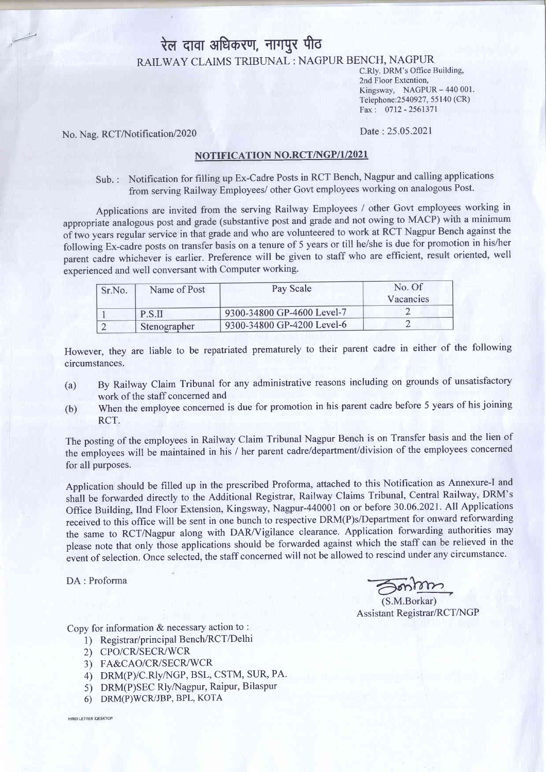# रेल दावा अधिकरण, नागपुर पीठ

## RAILWAY CLAIMS TRIBUNAL : NAGPUR BENCH, NAGPUR

C.Rly. DRM's Office Building,
2nd Floor Extention,
Kingsway, NAGPUR – 440 001.
Telephone:2540927, 55140 (CR)
Fax : 0712 - 2561371

No. Nag. RCT/Notification/2020

Date : 25.05.2021

### NOTIFICATION NO.RCT/NGP/1/2021

Sub. : Notification for filling up Ex-Cadre Posts in RCT Bench, Nagpur and calling applications from serving Railway Employees/ other Govt employees working on analogous Post.

Applications are invited from the serving Railway Employees / other Govt employees working in appropriate analogous post and grade (substantive post and grade and not owing to MACP) with a minimum of two years regular service in that grade and who are volunteered to work at RCT Nagpur Bench against the following Ex-cadre posts on transfer basis on a tenure of 5 years or till he/she is due for promotion in his/her parent cadre whichever is earlier. Preference will be given to staff who are efficient, result oriented, well experienced and well conversant with Computer working.

| Sr.No. | Name of Post | Pay Scale | No. Of Vacancies |
|---|---|---|---|
| 1 | P.S.II | 9300-34800 GP-4600 Level-7 | 2 |
| 2 | Stenographer | 9300-34800 GP-4200 Level-6 | 2 |

However, they are liable to be repatriated prematurely to their parent cadre in either of the following circumstances.

(a) By Railway Claim Tribunal for any administrative reasons including on grounds of unsatisfactory work of the staff concerned and

(b) When the employee concerned is due for promotion in his parent cadre before 5 years of his joining RCT.

The posting of the employees in Railway Claim Tribunal Nagpur Bench is on Transfer basis and the lien of the employees will be maintained in his / her parent cadre/department/division of the employees concerned for all purposes.

Application should be filled up in the prescribed Proforma, attached to this Notification as Annexure-I and shall be forwarded directly to the Additional Registrar, Railway Claims Tribunal, Central Railway, DRM's Office Building, IInd Floor Extension, Kingsway, Nagpur-440001 on or before 30.06.2021. All Applications received to this office will be sent in one bunch to respective DRM(P)s/Department for onward reforwarding the same to RCT/Nagpur along with DAR/Vigilance clearance. Application forwarding authorities may please note that only those applications should be forwarded against which the staff can be relieved in the event of selection. Once selected, the staff concerned will not be allowed to rescind under any circumstance.

DA : Proforma

(S.M.Borkar)
Assistant Registrar/RCT/NGP

Copy for information & necessary action to :

1) Registrar/principal Bench/RCT/Delhi
2) CPO/CR/SECR/WCR
3) FA&CAO/CR/SECR/WCR
4) DRM(P)/C.Rly/NGP, BSL, CSTM, SUR, PA.
5) DRM(P)SEC Rly/Nagpur, Raipur, Bilaspur
6) DRM(P)WCR/JBP, BPL, KOTA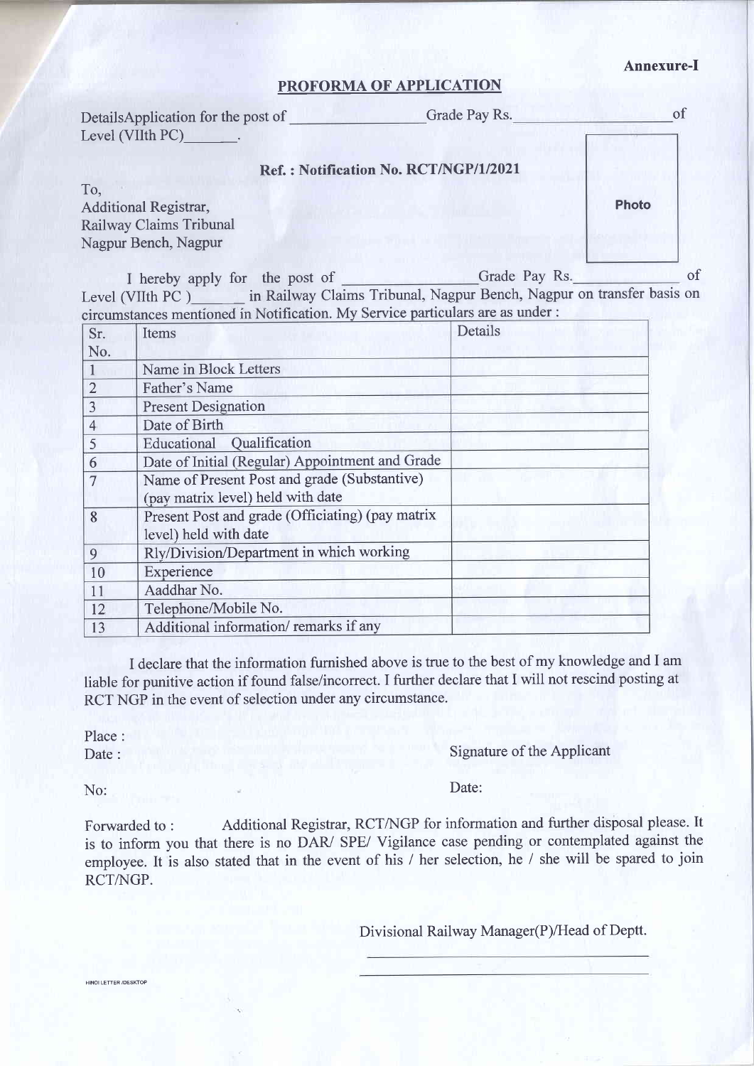**Annexure-I**

## PROFORMA OF APPLICATION

DetailsApplication for the post of ________________ Grade Pay Rs. ____________________ of Level (VIIth PC) _______.

**Ref. : Notification No. RCT/NGP/1/2021**

To,
Additional Registrar,
Railway Claims Tribunal
Nagpur Bench, Nagpur

Photo

I hereby apply for the post of ________________ Grade Pay Rs. ____________ of Level (VIIth PC ) ______ in Railway Claims Tribunal, Nagpur Bench, Nagpur on transfer basis on circumstances mentioned in Notification. My Service particulars are as under :

| Sr. No. | Items | Details |
|---|---|---|
| 1 | Name in Block Letters | |
| 2 | Father's Name | |
| 3 | Present Designation | |
| 4 | Date of Birth | |
| 5 | Educational Qualification | |
| 6 | Date of Initial (Regular) Appointment and Grade | |
| 7 | Name of Present Post and grade (Substantive) (pay matrix level) held with date | |
| 8 | Present Post and grade (Officiating) (pay matrix level) held with date | |
| 9 | Rly/Division/Department in which working | |
| 10 | Experience | |
| 11 | Aaddhar No. | |
| 12 | Telephone/Mobile No. | |
| 13 | Additional information/ remarks if any | |

I declare that the information furnished above is true to the best of my knowledge and I am liable for punitive action if found false/incorrect. I further declare that I will not rescind posting at RCT NGP in the event of selection under any circumstance.

Place :
Date :

Signature of the Applicant

No:

Date:

Forwarded to : Additional Registrar, RCT/NGP for information and further disposal please. It is to inform you that there is no DAR/ SPE/ Vigilance case pending or contemplated against the employee. It is also stated that in the event of his / her selection, he / she will be spared to join RCT/NGP.

Divisional Railway Manager(P)/Head of Deptt.

HINDI LETTER /DESKTOP